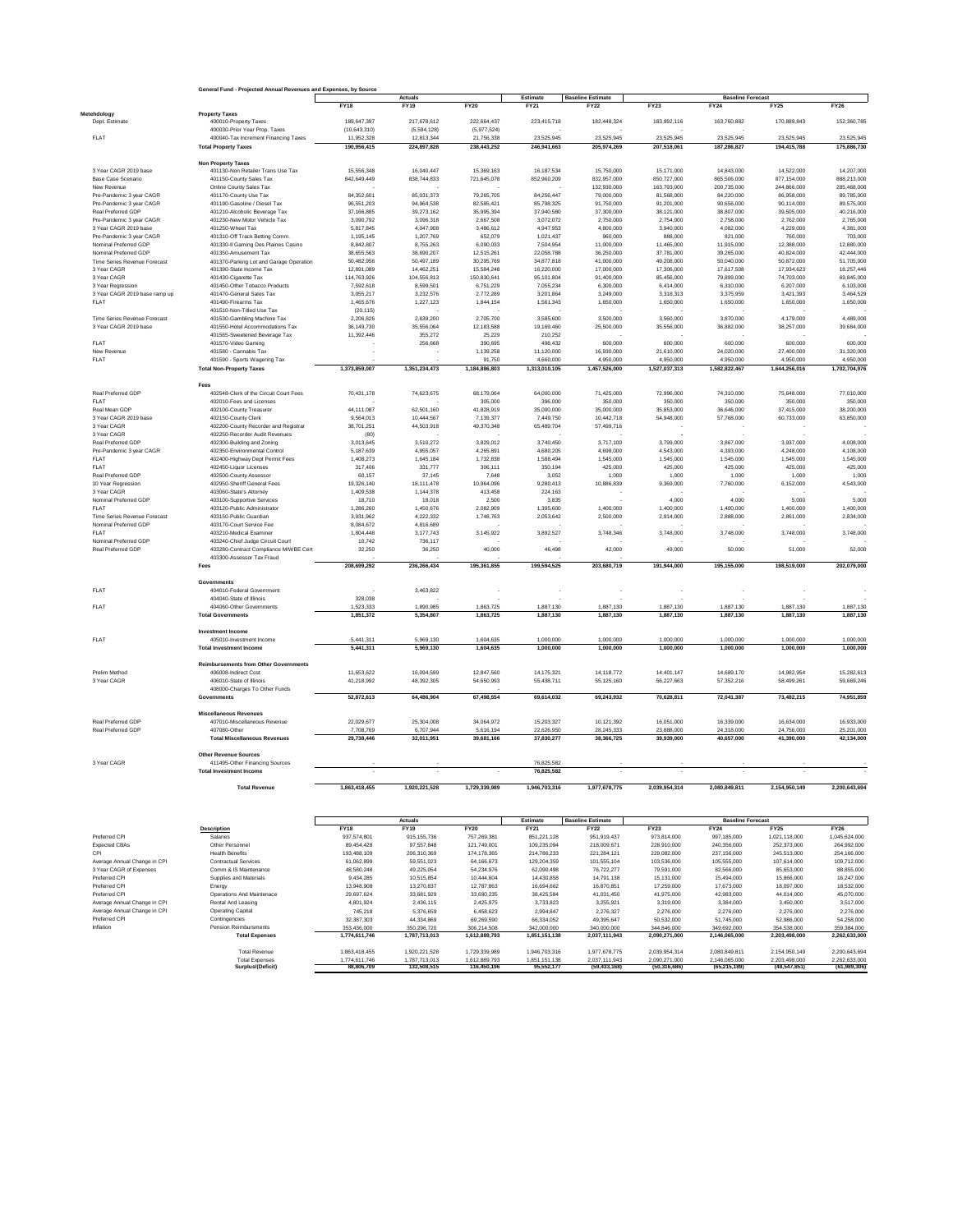General Fund - Projected Annual Revenues and Expenses, by Source

| Metehdology | | Actuals | | | Estimate | Baseline Estimate | Baseline Forecast | | | |
|---|---|---|---|---|---|---|---|---|---|---|
| | | FY18 | FY19 | FY20 | FY21 | FY22 | FY23 | FY24 | FY25 | FY26 |
| | **Property Taxes** | | | | | | | | | |
| Dept. Estimate | 400010-Property Taxes | 189,647,397 | 217,678,612 | 222,664,437 | 223,415,718 | 182,448,324 | 183,992,116 | 163,760,882 | 170,889,843 | 152,360,785 |
| | 400030-Prior Year Prop. Taxes | (10,643,310) | (5,594,128) | (5,977,524) | - | - | - | - | - | - |
| FLAT | 400040-Tax Increment Financing Taxes | 11,952,328 | 12,813,344 | 21,756,338 | 23,525,945 | 23,525,945 | 23,525,945 | 23,525,945 | 23,525,945 | 23,525,945 |
| | **Total Property Taxes** | **190,956,415** | **224,897,828** | **238,443,252** | **246,941,663** | **205,974,269** | **207,518,061** | **187,286,827** | **194,415,788** | **175,886,730** |
| | **Non Property Taxes** | | | | | | | | | |
| 3 Year CAGR 2019 base | 401130-Non Retailer Trans Use Tax | 15,556,348 | 16,040,447 | 15,369,163 | 16,187,534 | 15,750,000 | 15,171,000 | 14,843,000 | 14,522,000 | 14,207,000 |
| Base Case Scenario | 401150-County Sales Tax | 842,649,449 | 838,744,833 | 721,645,078 | 852,960,209 | 832,957,000 | 850,727,000 | 865,506,000 | 877,154,000 | 888,213,000 |
| New Revenue | Online County Sales Tax | - | - | - | - | 132,930,000 | 163,793,000 | 200,735,000 | 244,866,000 | 285,468,000 |
| Pre-Pandemic 3 year CAGR | 401170-County Use Tax | 84,352,601 | 85,031,373 | 79,265,705 | 84,256,447 | 79,000,000 | 81,568,000 | 84,220,000 | 86,958,000 | 89,785,000 |
| Pre-Pandemic 3 year CAGR | 401190-Gasoline / Diesel Tax | 96,551,203 | 94,964,538 | 82,585,421 | 85,798,325 | 91,750,000 | 91,201,000 | 90,656,000 | 90,114,000 | 89,575,000 |
| Real Preferred GDP | 401210-Alcoholic Beverage Tax | 37,166,885 | 39,273,162 | 35,995,394 | 37,940,580 | 37,300,000 | 38,121,000 | 38,807,000 | 39,505,000 | 40,216,000 |
| Pre-Pandemic 3 year CAGR | 401230-New Motor Vehicle Tax | 3,090,792 | 3,096,318 | 2,667,508 | 3,072,072 | 2,750,000 | 2,754,000 | 2,758,000 | 2,762,000 | 2,765,000 |
| 3 Year CAGR 2019 base | 401250-Wheel Tax | 5,817,845 | 4,047,908 | 3,486,612 | 4,947,953 | 4,800,000 | 3,940,000 | 4,082,000 | 4,229,000 | 4,381,000 |
| Pre-Pandemic 3 year CAGR | 401310-Off Track Betting Comm. | 1,195,145 | 1,207,769 | 652,079 | 1,021,437 | 960,000 | 888,000 | 821,000 | 760,000 | 703,000 |
| Nominal Preferred GDP | 401330-Il Gaming Des Plaines Casino | 8,842,807 | 8,755,263 | 6,090,033 | 7,504,954 | 11,000,000 | 11,465,000 | 11,915,000 | 12,388,000 | 12,880,000 |
| Nominal Preferred GDP | 401350-Amusement Tax | 38,655,563 | 38,690,207 | 12,515,261 | 22,058,788 | 36,250,000 | 37,781,000 | 39,265,000 | 40,824,000 | 42,444,000 |
| Time Series Revenue Forecast | 401370-Parking Lot and Garage Operation | 50,482,956 | 50,497,189 | 30,295,769 | 34,877,818 | 41,000,000 | 49,208,000 | 50,040,000 | 50,872,000 | 51,705,000 |
| 3 Year CAGR | 401390-State Income Tax | 12,891,089 | 14,462,251 | 15,584,248 | 16,220,000 | 17,000,000 | 17,306,000 | 17,617,508 | 17,934,623 | 18,257,446 |
| 3 Year CAGR | 401430-Cigarette Tax | 114,763,926 | 104,556,813 | 150,830,641 | 95,101,804 | 91,400,000 | 85,456,000 | 79,899,000 | 74,703,000 | 69,845,000 |
| 3 Year Regression | 401450-Other Tobacco Products | 7,592,618 | 8,599,501 | 6,751,229 | 7,055,234 | 6,300,000 | 6,414,000 | 6,310,000 | 6,207,000 | 6,103,000 |
| 3 Year CAGR 2019 base ramp up | 401470-General Sales Tax | 3,055,217 | 3,232,576 | 2,772,289 | 3,201,864 | 3,249,000 | 3,318,313 | 3,375,959 | 3,421,393 | 3,464,529 |
| FLAT | 401490-Firearms Tax | 1,465,676 | 1,227,123 | 1,844,154 | 1,561,343 | 1,650,000 | 1,650,000 | 1,650,000 | 1,650,000 | 1,650,000 |
| | 401510-Non-Titled Use Tax | (20,115) | - | - | - | - | - | - | - | - |
| Time Series Revenue Forecast | 401530-Gambling Machine Tax | 2,206,826 | 2,639,200 | 2,705,700 | 3,585,600 | 3,500,000 | 3,560,000 | 3,870,000 | 4,179,000 | 4,489,000 |
| 3 Year CAGR 2019 base | 401550-Hotel Accommodations Tax | 36,149,730 | 35,556,064 | 12,183,588 | 19,169,460 | 25,500,000 | 35,556,000 | 36,882,000 | 38,257,000 | 39,684,000 |
| | 401565-Sweetened Beverage Tax | 11,392,446 | 355,272 | 25,229 | 210,252 | - | - | - | - | - |
| FLAT | 401570-Video Gaming | - | 256,668 | 390,695 | 498,432 | 600,000 | 600,000 | 600,000 | 600,000 | 600,000 |
| New Revenue | 401580 - Cannabis Tax | - | - | 1,139,258 | 11,120,000 | 16,930,000 | 21,610,000 | 24,020,000 | 27,400,000 | 31,320,000 |
| FLAT | 401590 - Sports Wagering Tax | - | - | 91,750 | 4,660,000 | 4,950,000 | 4,950,000 | 4,950,000 | 4,950,000 | 4,950,000 |
| | **Total Non-Property Taxes** | **1,373,859,007** | **1,351,234,473** | **1,184,886,803** | **1,313,010,105** | **1,457,526,000** | **1,527,037,313** | **1,582,822,467** | **1,644,256,016** | **1,702,704,976** |
| | **Fees** | | | | | | | | | |
| Real Preferred GDP | 402548-Clerk of the Circuit Court Fees | 70,431,178 | 74,623,675 | 68,179,064 | 64,000,000 | 71,425,000 | 72,996,000 | 74,310,000 | 75,648,000 | 77,010,000 |
| FLAT | 402010-Fees and Licenses | - | - | 305,000 | 396,000 | 350,000 | 350,000 | 350,000 | 350,000 | 350,000 |
| Real Mean GDP | 402100-County Treasurer | 44,111,087 | 62,501,160 | 41,828,919 | 35,000,000 | 35,000,000 | 35,853,000 | 36,646,000 | 37,415,000 | 38,200,000 |
| 3 Year CAGR 2019 base | 402150-County Clerk | 9,564,013 | 10,444,567 | 7,139,377 | 7,449,750 | 10,442,718 | 54,948,000 | 57,768,000 | 60,733,000 | 63,850,000 |
| 3 Year CAGR | 402200-County Recorder and Registrar | 38,701,251 | 44,503,918 | 49,370,348 | 65,489,704 | 57,499,716 | - | - | - | - |
| 3 Year CAGR | 402250-Recorder Audit Revenues | (80) | - | - | - | - | - | - | - | - |
| Real Preferred GDP | 402300-Building and Zoning | 3,013,645 | 3,510,272 | 3,829,012 | 3,740,450 | 3,717,100 | 3,799,000 | 3,867,000 | 3,937,000 | 4,008,000 |
| Pre-Pandemic 3 year CAGR | 402350-Environmental Control | 5,187,639 | 4,955,057 | 4,265,891 | 4,680,205 | 4,698,000 | 4,543,000 | 4,393,000 | 4,248,000 | 4,108,000 |
| FLAT | 402400-Highway Dept Permit Fees | 1,408,273 | 1,645,184 | 1,732,838 | 1,588,494 | 1,545,000 | 1,545,000 | 1,545,000 | 1,545,000 | 1,545,000 |
| FLAT | 402450-Liquor Licenses | 317,406 | 331,777 | 306,111 | 350,194 | 425,000 | 425,000 | 425,000 | 425,000 | 425,000 |
| Real Preferred GDP | 402500-County Assessor | 60,157 | 37,145 | 7,648 | 3,052 | 1,000 | 1,000 | 1,000 | 1,000 | 1,000 |
| 10 Year Regression | 402950-Sheriff General Fees | 19,326,140 | 18,111,478 | 10,964,096 | 9,280,413 | 10,886,839 | 9,369,000 | 7,760,000 | 6,152,000 | 4,543,000 |
| 3 Year CAGR | 403060-State's Attorney | 1,409,538 | 1,144,378 | 413,458 | 224,163 | - | - | - | - | - |
| Nominal Preferred GDP | 403100-Supportive Services | 18,710 | 18,018 | 2,500 | 3,835 | - | 4,000 | 4,000 | 5,000 | 5,000 |
| FLAT | 403120-Public Administrator | 1,286,260 | 1,450,676 | 2,082,909 | 1,395,600 | 1,400,000 | 1,400,000 | 1,400,000 | 1,400,000 | 1,400,000 |
| Time Series Revenue Forecast | 403150-Public Guardian | 3,931,962 | 4,222,332 | 1,748,763 | 2,053,642 | 2,500,000 | 2,914,000 | 2,888,000 | 2,861,000 | 2,834,000 |
| Nominal Preferred GDP | 403170-Court Service Fee | 8,084,672 | 4,816,689 | - | - | - | - | - | - | - |
| FLAT | 403210-Medical Examiner | 1,804,448 | 3,177,743 | 3,145,922 | 3,892,527 | 3,748,346 | 3,748,000 | 3,748,000 | 3,748,000 | 3,748,000 |
| Nominal Preferred GDP | 403240-Chief Judge Circuit Court | 10,742 | 736,117 | - | - | - | - | - | - | - |
| Real Preferred GDP | 403280-Contract Compliance M/WBE Cert | 32,250 | 36,250 | 40,000 | 46,498 | 42,000 | 49,000 | 50,000 | 51,000 | 52,000 |
| | 403300-Assessor Tax Fraud | - | - | - | - | - | - | - | - | - |
| | **Fees** | **208,699,292** | **236,266,434** | **195,361,855** | **199,594,525** | **203,680,719** | **191,944,000** | **195,155,000** | **198,519,000** | **202,079,000** |
| | **Governments** | | | | | | | | | |
| FLAT | 404010-Federal Government | - | 3,463,822 | - | - | - | - | - | - | - |
| | 404040-State of Illinois | 328,038 | - | - | - | - | - | - | - | - |
| FLAT | 404060-Other Governments | 1,523,333 | 1,890,985 | 1,863,725 | 1,887,130 | 1,887,130 | 1,887,130 | 1,887,130 | 1,887,130 | 1,887,130 |
| | **Total Governments** | **1,851,372** | **5,354,807** | **1,863,725** | **1,887,130** | **1,887,130** | **1,887,130** | **1,887,130** | **1,887,130** | **1,887,130** |
| | **Investment Income** | | | | | | | | | |
| FLAT | 405010-Investment Income | 5,441,311 | 5,969,130 | 1,604,635 | 1,000,000 | 1,000,000 | 1,000,000 | 1,000,000 | 1,000,000 | 1,000,000 |
| | **Total Investment Income** | **5,441,311** | **5,969,130** | **1,604,635** | **1,000,000** | **1,000,000** | **1,000,000** | **1,000,000** | **1,000,000** | **1,000,000** |
| | **Reimbursements from Other Governments** | | | | | | | | | |
| Prelim Method | 406008-Indirect Cost | 11,653,622 | 16,094,599 | 12,847,560 | 14,175,321 | 14,118,772 | 14,401,147 | 14,689,170 | 14,982,954 | 15,282,613 |
| 3 Year CAGR | 406010-State of Illinois | 41,218,992 | 48,392,305 | 54,650,993 | 55,438,711 | 55,125,160 | 56,227,663 | 57,352,216 | 58,499,261 | 59,669,246 |
| | 408000-Charges To Other Funds | - | - | - | - | - | - | - | - | - |
| | **Governments** | **52,872,613** | **64,486,904** | **67,498,554** | **69,614,032** | **69,243,932** | **70,628,811** | **72,041,387** | **73,482,215** | **74,951,859** |
| | **Miscellaneous Revenues** | | | | | | | | | |
| Real Preferred GDP | 407010-Miscellaneous Revenue | 22,029,677 | 25,304,008 | 34,064,972 | 15,203,327 | 10,121,392 | 16,051,000 | 16,339,000 | 16,634,000 | 16,933,000 |
| Real Preferred GDP | 407080-Other | 7,708,769 | 6,707,944 | 5,616,194 | 22,626,950 | 28,245,333 | 23,888,000 | 24,318,000 | 24,756,000 | 25,201,000 |
| | **Total Miscellaneous Revenues** | **29,738,446** | **32,011,951** | **39,681,166** | **37,830,277** | **38,366,725** | **39,939,000** | **40,657,000** | **41,390,000** | **42,134,000** |
| | **Other Revenue Sources** | | | | | | | | | |
| 3 Year CAGR | 411495-Other Financing Sources | - | - | - | 76,825,582 | - | - | - | - | - |
| | **Total Investment Income** | - | - | - | **76,825,582** | - | - | - | - | - |
| | **Total Revenue** | **1,863,418,455** | **1,920,221,528** | **1,729,339,989** | **1,946,703,316** | **1,977,678,775** | **2,039,954,314** | **2,080,849,811** | **2,154,950,149** | **2,200,643,694** |

| | Description | Actuals | | | Estimate | Baseline Estimate | Baseline Forecast | | | |
|---|---|---|---|---|---|---|---|---|---|---|
| | | FY18 | FY19 | FY20 | FY21 | FY22 | FY23 | FY24 | FY25 | FY26 |
| Preferred CPI | Salaries | 937,574,801 | 915,155,736 | 757,269,381 | 851,221,128 | 951,919,437 | 973,814,000 | 997,185,000 | 1,021,118,000 | 1,045,624,000 |
| Expected CBAs | Other Personnel | 89,454,428 | 97,557,848 | 121,749,001 | 109,235,094 | 218,009,671 | 228,910,000 | 240,356,000 | 252,373,000 | 264,992,000 |
| CPI | Health Benefits | 193,488,109 | 206,310,369 | 174,178,365 | 214,786,233 | 221,284,121 | 229,082,000 | 237,156,000 | 245,513,000 | 254,166,000 |
| Average Annual Change in CPI | Contractual Services | 61,062,899 | 59,551,023 | 64,186,673 | 129,204,359 | 101,555,104 | 103,536,000 | 105,555,000 | 107,614,000 | 109,712,000 |
| 3 Year CAGR of Expenses | Comm & IS Maintenance | 48,580,248 | 49,225,054 | 54,234,976 | 62,090,498 | 76,722,277 | 79,591,000 | 82,566,000 | 85,653,000 | 88,855,000 |
| Preferred CPI | Supplies and Materials | 9,434,285 | 10,515,854 | 10,444,604 | 14,430,858 | 14,791,138 | 15,131,000 | 15,494,000 | 15,866,000 | 16,247,000 |
| Preferred CPI | Energy | 13,948,908 | 13,270,837 | 12,787,863 | 16,694,662 | 16,870,851 | 17,259,000 | 17,673,000 | 18,097,000 | 18,532,000 |
| Preferred CPI | Operations And Maintenace | 29,697,624 | 33,681,929 | 33,690,235 | 38,425,584 | 41,031,450 | 41,975,000 | 42,983,000 | 44,014,000 | 45,070,000 |
| Average Annual Change in CPI | Rental And Leasing | 4,801,924 | 2,436,115 | 2,425,975 | 3,733,823 | 3,255,921 | 3,319,000 | 3,384,000 | 3,450,000 | 3,517,000 |
| Average Annual Change in CPI | Operating Capital | 745,218 | 5,376,659 | 6,458,623 | 2,994,847 | 2,276,327 | 2,276,000 | 2,276,000 | 2,276,000 | 2,276,000 |
| Preferred CPI | Contingencies | 32,387,303 | 44,334,869 | 69,269,590 | 66,334,052 | 49,395,647 | 50,532,000 | 51,745,000 | 52,986,000 | 54,258,000 |
| Inflation | Pension Reimbursments | 353,436,000 | 350,296,720 | 306,214,508 | 342,000,000 | 340,000,000 | 344,846,000 | 349,692,000 | 354,538,000 | 359,384,000 |
| | **Total Expenses** | **1,774,611,746** | **1,787,713,013** | **1,612,889,703** | **1,851,151,138** | **2,037,111,943** | **2,090,271,000** | **2,146,065,000** | **2,203,498,000** | **2,262,633,000** |
| | Total Revenue | 1,863,418,455 | 1,920,221,528 | 1,729,339,989 | 1,946,703,316 | 1,977,678,775 | 2,039,954,314 | 2,080,849,811 | 2,154,950,149 | 2,200,643,694 |
| | Total Expenses | 1,774,611,746 | 1,787,713,013 | 1,612,889,703 | 1,851,151,138 | 2,037,111,943 | 2,090,271,000 | 2,146,065,000 | 2,203,498,000 | 2,262,633,000 |
| | **Surplus/(Deficit)** | **88,806,709** | **132,508,515** | **116,450,196** | **95,552,177** | **(59,433,168)** | **(50,316,686)** | **(65,215,189)** | **(48,547,851)** | **(61,989,306)** |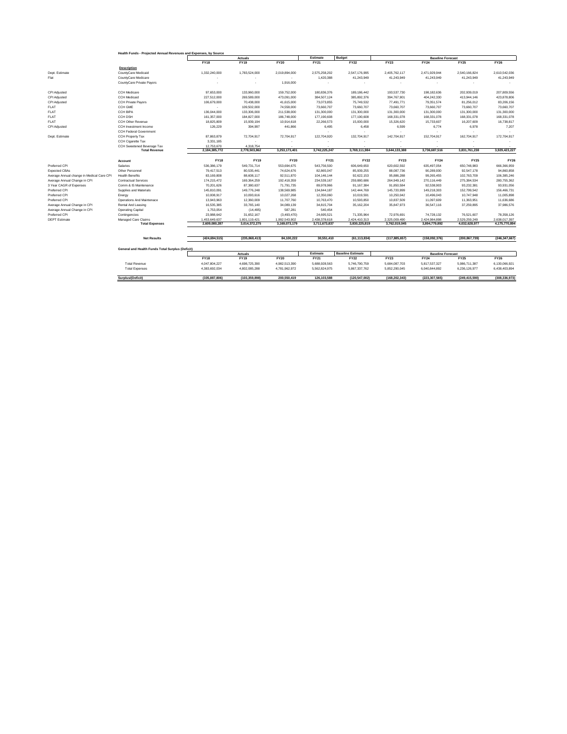**Health Funds - Projected Annual Revenues and Expenses, by Source**

| | | Actuals | | | Estimate | Budget | Baseline Forecast | | | |
|---|---|---|---|---|---|---|---|---|---|---|
| | | FY18 | FY19 | FY20 | FY21 | FY22 | FY23 | FY24 | FY25 | FY26 |
| | **Description** | | | | | | | | | |
| Dept. Estimate | CountyCare Medicaid | 1,332,240,000 | 1,783,524,000 | 2,019,894,000 | 2,575,258,202 | 2,547,176,995 | 2,405,762,117 | 2,471,929,944 | 2,540,166,824 | 2,610,542,036 |
| Flat | CountyCare Medicare | - | - | - | 1,420,388 | 41,243,949 | 41,243,949 | 41,243,949 | 41,243,949 | 41,243,949 |
| | CountyCare Private Payors | - | - | 1,916,000 | - | - | - | - | - | - |
| CPI Adjusted | CCH Medicare | 97,653,000 | 133,960,000 | 159,752,000 | 180,836,376 | 189,186,442 | 193,537,730 | 198,182,636 | 202,939,019 | 207,809,556 |
| CPI Adjusted | CCH Medicaid | 227,512,000 | 269,589,000 | 473,091,000 | 384,507,124 | 385,892,376 | 394,767,901 | 404,242,330 | 413,944,146 | 423,878,806 |
| CPI Adjusted | CCH Private Payors | 106,679,000 | 70,438,000 | 41,615,000 | 73,073,855 | 75,749,532 | 77,491,771 | 79,351,574 | 81,256,012 | 83,206,156 |
| FLAT | CCH GME | - | 109,502,000 | 74,558,000 | 73,660,707 | 73,660,707 | 73,660,707 | 73,660,707 | 73,660,707 | 73,660,707 |
| FLAT | CCH BIPA | 136,044,000 | 133,306,000 | 211,538,000 | 131,300,000 | 131,300,000 | 131,300,000 | 131,300,000 | 131,300,000 | 131,300,000 |
| FLAT | CCH DSH | 161,357,000 | 184,827,000 | 186,748,000 | 177,190,608 | 177,190,608 | 168,331,078 | 168,331,078 | 168,331,078 | 168,331,078 |
| FLAT | CCH Other Revenue | 18,825,809 | 15,939,194 | 10,914,618 | 22,266,573 | 15,000,000 | 15,326,620 | 15,733,607 | 16,207,609 | 16,738,817 |
| CPI Adjusted | CCH Investment Income | 126,229 | 394,997 | 441,866 | 6,495 | 6,458 | 6,599 | 6,774 | 6,978 | 7,207 |
| | CCH Federal Government | | | | - | - | - | - | - | - |
| Dept. Estimate | CCH Property Tax | 87,863,879 | 72,704,917 | 72,704,917 | 122,704,920 | 132,704,917 | 142,704,917 | 152,704,917 | 162,704,917 | 172,704,917 |
| | CCH Cigarette Tax | 3,331,185 | - | - | - | - | - | - | - | - |
| | CCH Sweetened Beverage Tax | 12,753,670 | 4,318,754 | - | - | - | - | - | - | - |
| | **Total Revenue** | 2,184,385,772 | 2,778,503,862 | 3,253,173,401 | 3,742,225,247 | 3,769,111,984 | 3,644,133,388 | 3,736,687,516 | 3,831,761,238 | 3,929,423,227 |
| | **Account** | **FY18** | **FY19** | **FY20** | **FY21** | **FY22** | **FY23** | **FY24** | **FY25** | **FY26** |
| Preferred CPI | Salaries | 536,386,179 | 549,731,714 | 553,694,675 | 543,756,500 | 606,649,650 | 620,602,592 | 635,497,054 | 650,748,983 | 666,366,959 |
| Expected CBAs | Other Personnel | 79,417,513 | 80,535,441 | 74,624,676 | 82,865,047 | 85,939,255 | 88,087,736 | 90,289,930 | 92,547,178 | 94,860,858 |
| Average Annual change in Medical Care CPI | Health Benefits | 83,169,808 | 88,608,117 | 92,511,870 | 104,146,144 | 92,622,153 | 95,886,288 | 99,265,455 | 102,763,709 | 106,385,246 |
| Average Annual Change in CPI | Contractual Services | 174,215,472 | 169,364,259 | 192,418,359 | 234,539,167 | 259,880,686 | 264,949,142 | 270,116,449 | 275,384,534 | 280,755,362 |
| 3 Year CAGR of Expenses | Comm & IS Maintenance | 70,201,626 | 87,380,637 | 71,791,735 | 89,978,966 | 91,167,384 | 91,850,584 | 92,538,903 | 93,232,381 | 93,931,056 |
| Preferred CPI | Supplies and Materials | 145,810,091 | 149,776,248 | 138,569,985 | 134,844,187 | 142,444,769 | 145,720,999 | 149,218,303 | 152,799,542 | 156,466,731 |
| Preferred CPI | Energy | 10,008,917 | 10,093,616 | 10,027,268 | 12,350,060 | 10,019,591 | 10,250,042 | 10,496,043 | 10,747,948 | 11,005,898 |
| Preferred CPI | Operations And Maintenace | 13,943,963 | 12,360,009 | 11,707,760 | 10,763,470 | 10,593,850 | 10,837,509 | 11,097,609 | 11,363,951 | 11,636,686 |
| Average Annual Change in CPI | Rental And Leasing | 16,535,385 | 33,765,140 | 34,089,139 | 34,815,704 | 35,162,204 | 35,847,973 | 36,547,116 | 37,259,895 | 37,986,576 |
| Average Annual Change in CPI | Operating Capital | 1,753,054 | (14,495) | 587,281 | 540,454 | - | | | | |
| Preferred CPI | Contingencies | 23,988,642 | 31,652,167 | (3,493,470) | 24,695,521 | 71,335,964 | 72,976,691 | 74,728,132 | 76,521,607 | 78,358,126 |
| DEPT Estimate | Managed Care Claims | 1,453,649,637 | 1,801,119,421 | 1,992,543,902 | 2,438,378,618 | 2,424,410,313 | 2,325,009,490 | 2,424,984,898 | 2,529,259,249 | 2,638,017,397 |
| | **Total Expenses** | 2,609,080,287 | 3,014,372,275 | 3,169,073,179 | 3,711,673,837 | 3,830,225,819 | 3,762,019,045 | 3,894,779,892 | 4,032,628,977 | 4,175,770,894 |
| | **Net Results** | (424,694,515) | (235,868,413) | 84,100,222 | 30,551,410 | (61,113,834) | (117,885,657) | (158,092,376) | (200,867,739) | (246,347,667) |

**General and Health Funds Total Surplus (Deficit)**

| | Actuals | | | Estimate | Baseline Estimate | Baseline Forecast | | | |
|---|---|---|---|---|---|---|---|---|---|
| | FY18 | FY19 | FY20 | FY21 | FY22 | FY23 | FY24 | FY25 | FY26 |
| Total Revenue | 4,047,804,227 | 4,698,725,390 | 4,982,513,390 | 5,688,928,563 | 5,746,790,759 | 5,684,087,703 | 5,817,537,327 | 5,986,711,387 | 6,130,066,921 |
| Total Expenses | 4,383,692,034 | 4,802,085,288 | 4,781,962,972 | 5,562,824,975 | 5,867,337,762 | 5,852,290,045 | 6,040,844,892 | 6,236,126,977 | 6,438,403,894 |
| **Surplus/(Deficit)** | (335,887,806) | (103,359,898) | 200,550,419 | 126,103,588 | (120,547,002) | (168,202,343) | (223,307,565) | (249,415,590) | (308,336,973) |